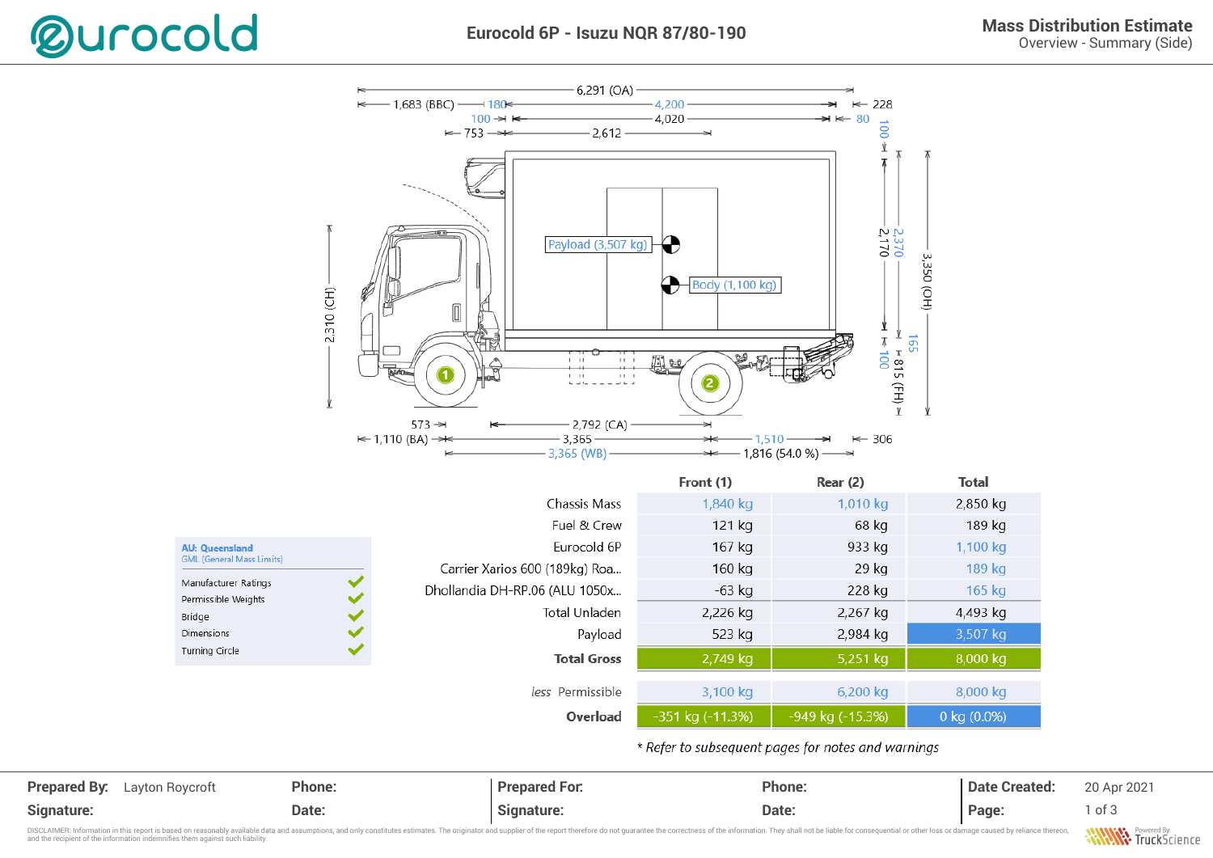# Eurocold 6P - Isuzu NQR 87/80-190

**Mass Distribution Estimate**
Overview - Summary (Side)

| | Front (1) | Rear (2) | Total |
|---|---|---|---|
| Chassis Mass | 1,840 kg | 1,010 kg | 2,850 kg |
| Fuel & Crew | 121 kg | 68 kg | 189 kg |
| Eurocold 6P | 167 kg | 933 kg | 1,100 kg |
| Carrier Xarios 600 (189kg) Roa... | 160 kg | 29 kg | 189 kg |
| Dhollandia DH-RP.06 (ALU 1050x... | -63 kg | 228 kg | 165 kg |
| Total Unladen | 2,226 kg | 2,267 kg | 4,493 kg |
| Payload | 523 kg | 2,984 kg | 3,507 kg |
| **Total Gross** | 2,749 kg | 5,251 kg | 8,000 kg |
| *less* Permissible | 3,100 kg | 6,200 kg | 8,000 kg |
| **Overload** | -351 kg (-11.3%) | -949 kg (-15.3%) | 0 kg (0.0%) |

\* *Refer to subsequent pages for notes and warnings*

**AU: Queensland**
GML (General Mass Limits)

- Manufacturer Ratings ✓
- Permissible Weights ✓
- Bridge ✓
- Dimensions ✓
- Turning Circle ✓

| **Prepared By:** Layton Roycroft | **Phone:** | **Prepared For:** | **Phone:** | **Date Created:** 20 Apr 2021 |
|---|---|---|---|---|
| **Signature:** | **Date:** | **Signature:** | **Date:** | **Page:** 1 of 3 |

DISCLAIMER: Information in this report is based on reasonably available data and assumptions, and only constitutes estimates. The originator and supplier of the report therefore do not guarantee the correctness of the information. They shall not be liable for consequential or other loss or damage caused by reliance thereon, and the recipient of the information indemnifies them against such liability.

Powered By TruckScience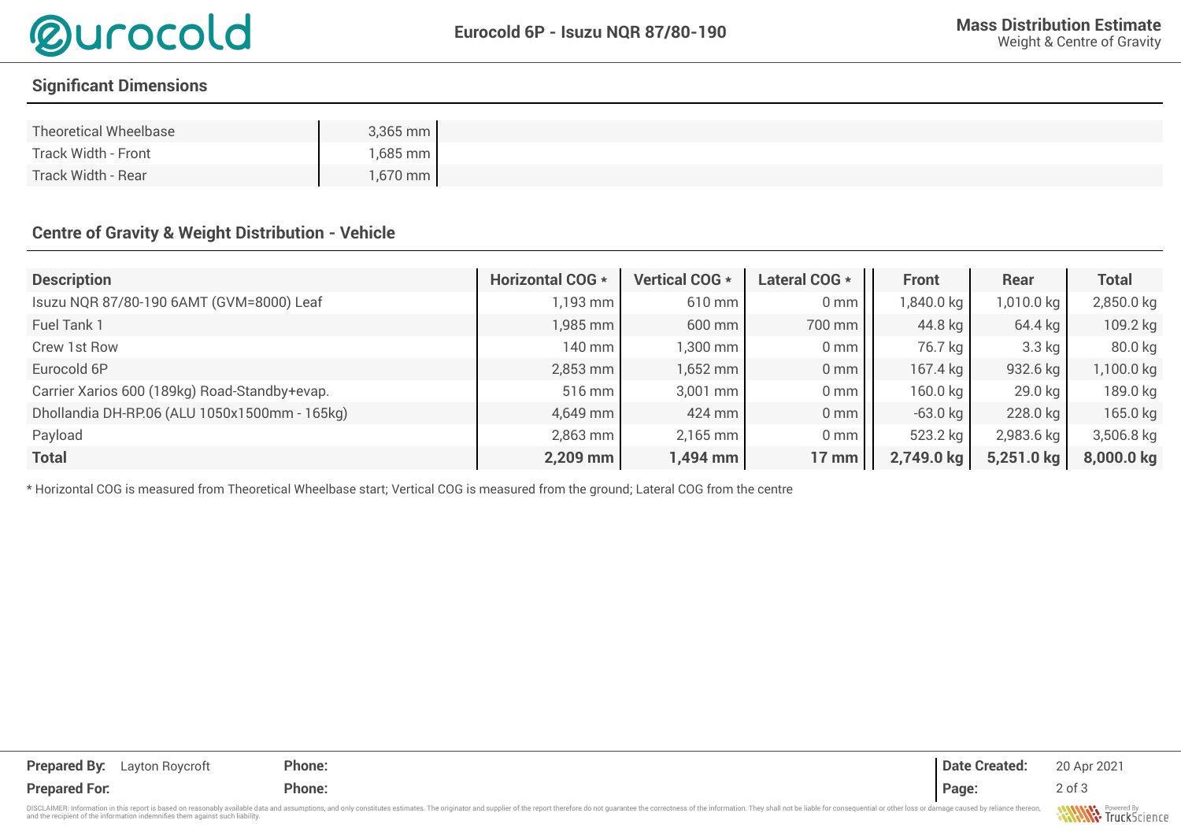## Significant Dimensions

| | |
|---|---|
| Theoretical Wheelbase | 3,365 mm |
| Track Width - Front | 1,685 mm |
| Track Width - Rear | 1,670 mm |

## Centre of Gravity & Weight Distribution - Vehicle

| Description | Horizontal COG * | Vertical COG * | Lateral COG * | Front | Rear | Total |
|---|---|---|---|---|---|---|
| Isuzu NQR 87/80-190 6AMT (GVM=8000) Leaf | 1,193 mm | 610 mm | 0 mm | 1,840.0 kg | 1,010.0 kg | 2,850.0 kg |
| Fuel Tank 1 | 1,985 mm | 600 mm | 700 mm | 44.8 kg | 64.4 kg | 109.2 kg |
| Crew 1st Row | 140 mm | 1,300 mm | 0 mm | 76.7 kg | 3.3 kg | 80.0 kg |
| Eurocold 6P | 2,853 mm | 1,652 mm | 0 mm | 167.4 kg | 932.6 kg | 1,100.0 kg |
| Carrier Xarios 600 (189kg) Road-Standby+evap. | 516 mm | 3,001 mm | 0 mm | 160.0 kg | 29.0 kg | 189.0 kg |
| Dhollandia DH-RP.06 (ALU 1050x1500mm - 165kg) | 4,649 mm | 424 mm | 0 mm | -63.0 kg | 228.0 kg | 165.0 kg |
| Payload | 2,863 mm | 2,165 mm | 0 mm | 523.2 kg | 2,983.6 kg | 3,506.8 kg |
| **Total** | **2,209 mm** | **1,494 mm** | **17 mm** | **2,749.0 kg** | **5,251.0 kg** | **8,000.0 kg** |

* Horizontal COG is measured from Theoretical Wheelbase start; Vertical COG is measured from the ground; Lateral COG from the centre

**Prepared By:** Layton Roycroft **Phone:**

**Prepared For:** **Phone:**

**Date Created:** 20 Apr 2021

DISCLAIMER: Information in this report is based on reasonably available data and assumptions, and only constitutes estimates. The originator and supplier of the report therefore do not guarantee the correctness of the information. They shall not be liable for consequential or other loss or damage caused by reliance thereon, and the recipient of the information indemnifies them against such liability.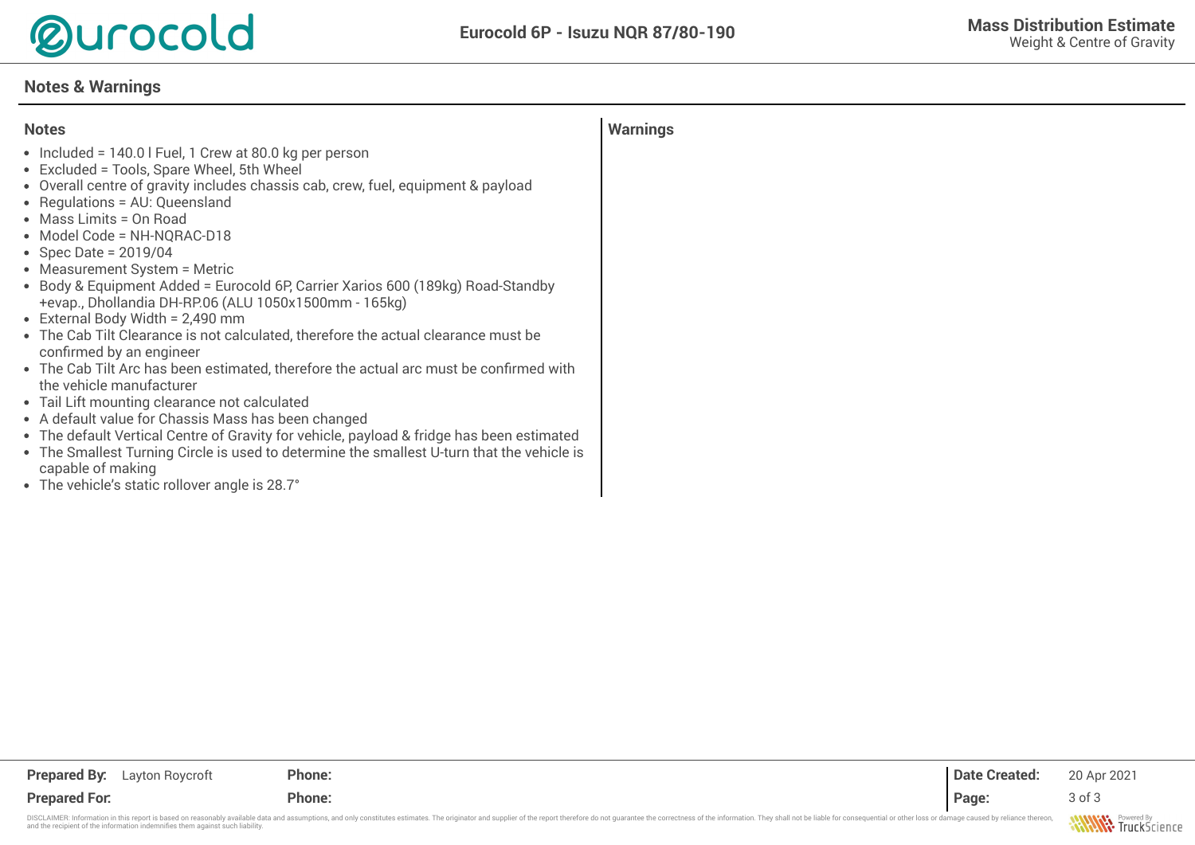## Notes & Warnings

### Notes

- Included = 140.0 l Fuel, 1 Crew at 80.0 kg per person
- Excluded = Tools, Spare Wheel, 5th Wheel
- Overall centre of gravity includes chassis cab, crew, fuel, equipment & payload
- Regulations = AU: Queensland
- Mass Limits = On Road
- Model Code = NH-NQRAC-D18
- Spec Date = 2019/04
- Measurement System = Metric
- Body & Equipment Added = Eurocold 6P, Carrier Xarios 600 (189kg) Road-Standby +evap., Dhollandia DH-RP.06 (ALU 1050x1500mm - 165kg)
- External Body Width = 2,490 mm
- The Cab Tilt Clearance is not calculated, therefore the actual clearance must be confirmed by an engineer
- The Cab Tilt Arc has been estimated, therefore the actual arc must be confirmed with the vehicle manufacturer
- Tail Lift mounting clearance not calculated
- A default value for Chassis Mass has been changed
- The default Vertical Centre of Gravity for vehicle, payload & fridge has been estimated
- The Smallest Turning Circle is used to determine the smallest U-turn that the vehicle is capable of making
- The vehicle's static rollover angle is 28.7°

### Warnings

| | | | | | |
|---|---|---|---|---|---|
| **Prepared By:** | Layton Roycroft | **Phone:** | | **Date Created:** | 20 Apr 2021 |
| **Prepared For:** | | **Phone:** | | **Page:** | 3 of 3 |

DISCLAIMER: Information in this report is based on reasonably available data and assumptions, and only constitutes estimates. The originator and supplier of the report therefore do not guarantee the correctness of the information. They shall not be liable for consequential or other loss or damage caused by reliance thereon, and the recipient of the information indemnifies them against such liability.